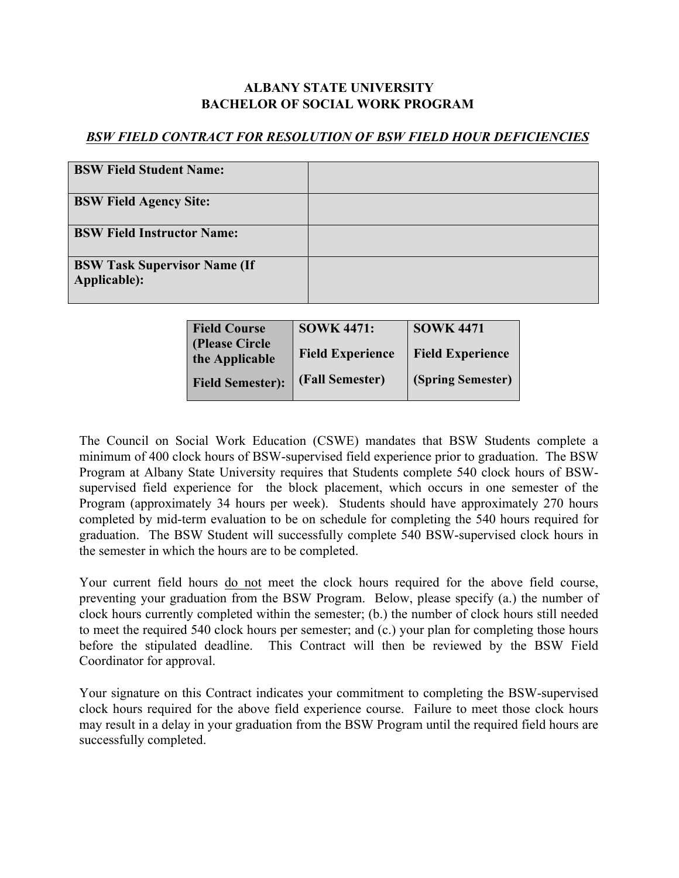**ALBANY STATE UNIVERSITY**
**BACHELOR OF SOCIAL WORK PROGRAM**

***BSW FIELD CONTRACT FOR RESOLUTION OF BSW FIELD HOUR DEFICIENCIES***

| | |
|---|---|
| **BSW Field Student Name:** | |
| **BSW Field Agency Site:** | |
| **BSW Field Instructor Name:** | |
| **BSW Task Supervisor Name (If Applicable):** | |

| **Field Course (Please Circle the Applicable Field Semester):** | **SOWK 4471: Field Experience (Fall Semester)** | **SOWK 4471 Field Experience (Spring Semester)** |
|---|---|---|

The Council on Social Work Education (CSWE) mandates that BSW Students complete a minimum of 400 clock hours of BSW-supervised field experience prior to graduation. The BSW Program at Albany State University requires that Students complete 540 clock hours of BSW-supervised field experience for the block placement, which occurs in one semester of the Program (approximately 34 hours per week). Students should have approximately 270 hours completed by mid-term evaluation to be on schedule for completing the 540 hours required for graduation. The BSW Student will successfully complete 540 BSW-supervised clock hours in the semester in which the hours are to be completed.

Your current field hours <u>do not</u> meet the clock hours required for the above field course, preventing your graduation from the BSW Program. Below, please specify (a.) the number of clock hours currently completed within the semester; (b.) the number of clock hours still needed to meet the required 540 clock hours per semester; and (c.) your plan for completing those hours before the stipulated deadline. This Contract will then be reviewed by the BSW Field Coordinator for approval.

Your signature on this Contract indicates your commitment to completing the BSW-supervised clock hours required for the above field experience course. Failure to meet those clock hours may result in a delay in your graduation from the BSW Program until the required field hours are successfully completed.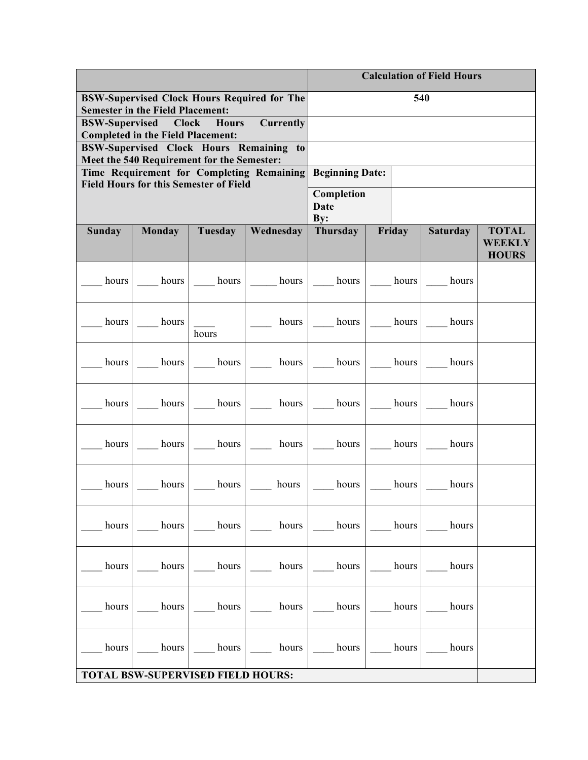| | | | | Calculation of Field Hours | | | |
|---|---|---|---|---|---|---|---|
| BSW-Supervised Clock Hours Required for The Semester in the Field Placement: | | | | 540 | | | |
| BSW-Supervised Clock Hours Currently Completed in the Field Placement: | | | | | | | |
| BSW-Supervised Clock Hours Remaining to Meet the 540 Requirement for the Semester: | | | | | | | |
| Time Requirement for Completing Remaining Field Hours for this Semester of Field | | | | Beginning Date: | | | |
| | | | | Completion Date By: | | | |
| **Sunday** | **Monday** | **Tuesday** | **Wednesday** | **Thursday** | **Friday** | **Saturday** | **TOTAL WEEKLY HOURS** |
| ____ hours | ____ hours | ____ hours | _____ hours | ____ hours | ____ hours | ____ hours | |
| ____ hours | ____ hours | ____ hours | ____ hours | ____ hours | ____ hours | ____ hours | |
| ____ hours | ____ hours | ____ hours | ____ hours | ____ hours | ____ hours | ____ hours | |
| ____ hours | ____ hours | ____ hours | ____ hours | ____ hours | ____ hours | ____ hours | |
| ____ hours | ____ hours | ____ hours | ____ hours | ____ hours | ____ hours | ____ hours | |
| ____ hours | ____ hours | ____ hours | ____ hours | ____ hours | ____ hours | ____ hours | |
| ____ hours | ____ hours | ____ hours | ____ hours | ____ hours | ____ hours | ____ hours | |
| ____ hours | ____ hours | ____ hours | ____ hours | ____ hours | ____ hours | ____ hours | |
| ____ hours | ____ hours | ____ hours | ____ hours | ____ hours | ____ hours | ____ hours | |
| ____ hours | ____ hours | ____ hours | ____ hours | ____ hours | ____ hours | ____ hours | |
| **TOTAL BSW-SUPERVISED FIELD HOURS:** | | | | | | | |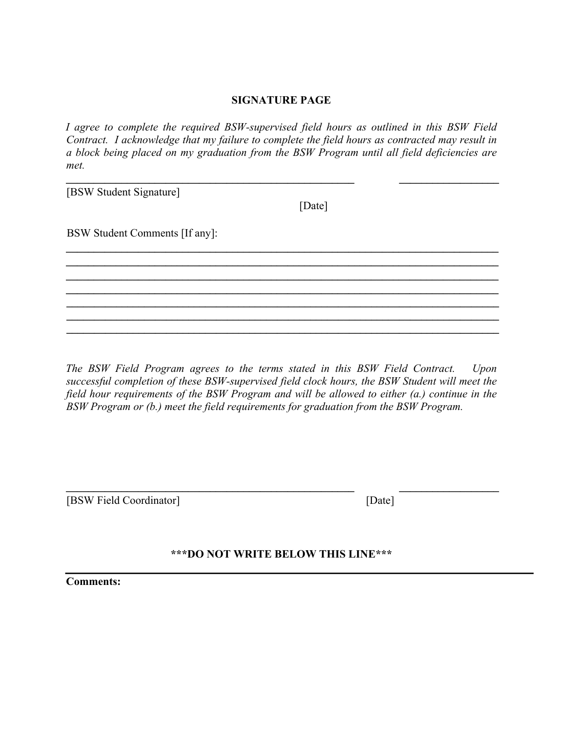**SIGNATURE PAGE**

*I agree to complete the required BSW-supervised field hours as outlined in this BSW Field Contract. I acknowledge that my failure to complete the field hours as contracted may result in a block being placed on my graduation from the BSW Program until all field deficiencies are met.*

\_\_\_\_\_\_\_\_\_\_\_\_\_\_\_\_\_\_\_\_\_\_\_\_\_\_\_\_\_\_\_\_\_\_\_\_\_\_\_\_\_\_\_\_ \_\_\_\_\_\_\_\_\_\_\_\_\_\_\_\_

[BSW Student Signature] [Date]

BSW Student Comments [If any]:

\_\_\_\_\_\_\_\_\_\_\_\_\_\_\_\_\_\_\_\_\_\_\_\_\_\_\_\_\_\_\_\_\_\_\_\_\_\_\_\_\_\_\_\_\_\_\_\_\_\_\_\_\_\_\_\_\_\_\_\_\_\_\_\_

\_\_\_\_\_\_\_\_\_\_\_\_\_\_\_\_\_\_\_\_\_\_\_\_\_\_\_\_\_\_\_\_\_\_\_\_\_\_\_\_\_\_\_\_\_\_\_\_\_\_\_\_\_\_\_\_\_\_\_\_\_\_\_\_

\_\_\_\_\_\_\_\_\_\_\_\_\_\_\_\_\_\_\_\_\_\_\_\_\_\_\_\_\_\_\_\_\_\_\_\_\_\_\_\_\_\_\_\_\_\_\_\_\_\_\_\_\_\_\_\_\_\_\_\_\_\_\_\_

\_\_\_\_\_\_\_\_\_\_\_\_\_\_\_\_\_\_\_\_\_\_\_\_\_\_\_\_\_\_\_\_\_\_\_\_\_\_\_\_\_\_\_\_\_\_\_\_\_\_\_\_\_\_\_\_\_\_\_\_\_\_\_\_

\_\_\_\_\_\_\_\_\_\_\_\_\_\_\_\_\_\_\_\_\_\_\_\_\_\_\_\_\_\_\_\_\_\_\_\_\_\_\_\_\_\_\_\_\_\_\_\_\_\_\_\_\_\_\_\_\_\_\_\_\_\_\_\_

\_\_\_\_\_\_\_\_\_\_\_\_\_\_\_\_\_\_\_\_\_\_\_\_\_\_\_\_\_\_\_\_\_\_\_\_\_\_\_\_\_\_\_\_\_\_\_\_\_\_\_\_\_\_\_\_\_\_\_\_\_\_\_\_

\_\_\_\_\_\_\_\_\_\_\_\_\_\_\_\_\_\_\_\_\_\_\_\_\_\_\_\_\_\_\_\_\_\_\_\_\_\_\_\_\_\_\_\_\_\_\_\_\_\_\_\_\_\_\_\_\_\_\_\_\_\_\_\_

*The BSW Field Program agrees to the terms stated in this BSW Field Contract. Upon successful completion of these BSW-supervised field clock hours, the BSW Student will meet the field hour requirements of the BSW Program and will be allowed to either (a.) continue in the BSW Program or (b.) meet the field requirements for graduation from the BSW Program.*

\_\_\_\_\_\_\_\_\_\_\_\_\_\_\_\_\_\_\_\_\_\_\_\_\_\_\_\_\_\_\_\_\_\_\_\_\_\_\_\_\_\_\_\_ \_\_\_\_\_\_\_\_\_\_\_\_\_\_\_\_

[BSW Field Coordinator] [Date]

**\*\*\*DO NOT WRITE BELOW THIS LINE\*\*\***

---

**Comments:**